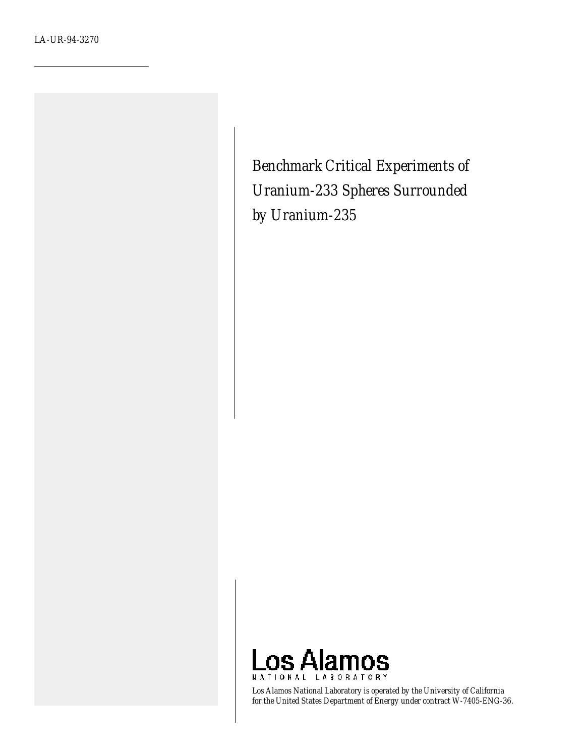LA-UR-94-3270

# Benchmark Critical Experiments of Uranium-233 Spheres Surrounded by Uranium-235

Los Alamos NATIONAL LABORATORY

Los Alamos National Laboratory is operated by the University of California for the United States Department of Energy under contract W-7405-ENG-36.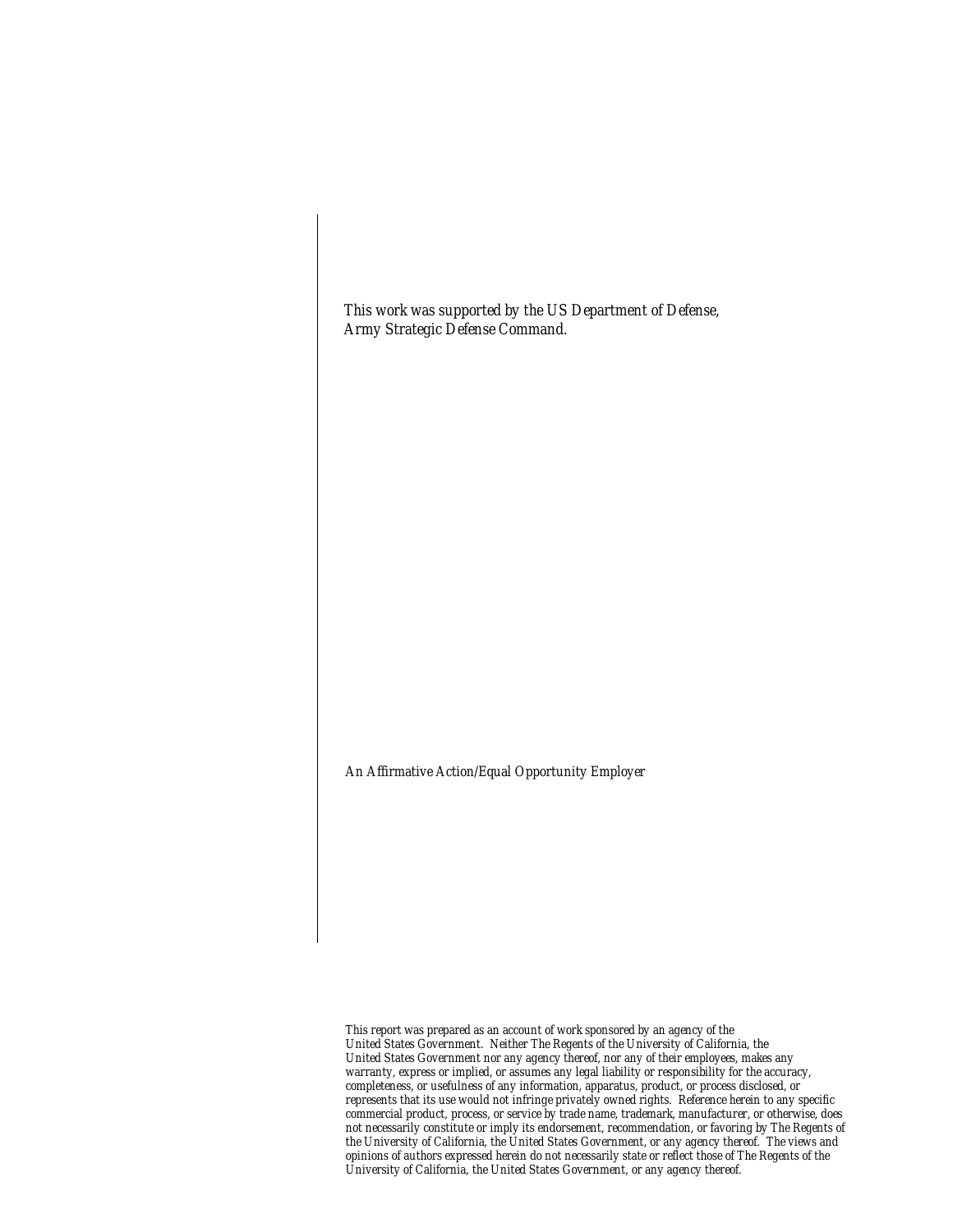*This work was supported by the US Department of Defense, Army Strategic Defense Command.*

*An Affirmative Action/Equal Opportunity Employer*

This report was prepared as an account of work sponsored by an agency of the United States Government. Neither The Regents of the University of California, the United States Government nor any agency thereof, nor any of their employees, makes any warranty, express or implied, or assumes any legal liability or responsibility for the accuracy, completeness, or usefulness of any information, apparatus, product, or process disclosed, or represents that its use would not infringe privately owned rights. Reference herein to any specific commercial product, process, or service by trade name, trademark, manufacturer, or otherwise, does not necessarily constitute or imply its endorsement, recommendation, or favoring by The Regents of the University of California, the United States Government, or any agency thereof. The views and opinions of authors expressed herein do not necessarily state or reflect those of The Regents of the University of California, the United States Government, or any agency thereof.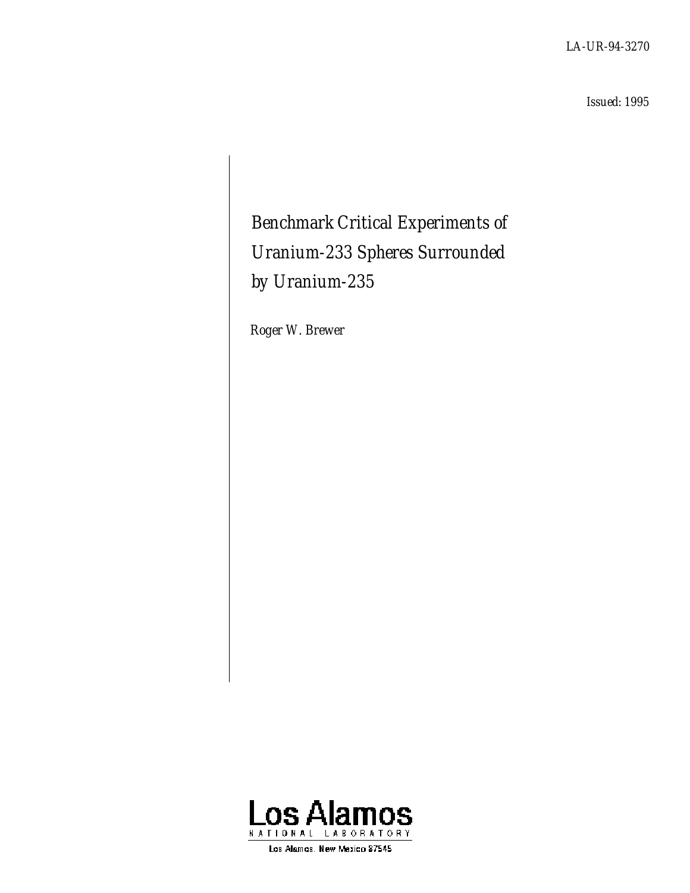LA-UR-94-3270

Issued: 1995

# Benchmark Critical Experiments of Uranium-233 Spheres Surrounded by Uranium-235

Roger W. Brewer

Los Alamos
NATIONAL LABORATORY
Los Alamos, New Mexico 87545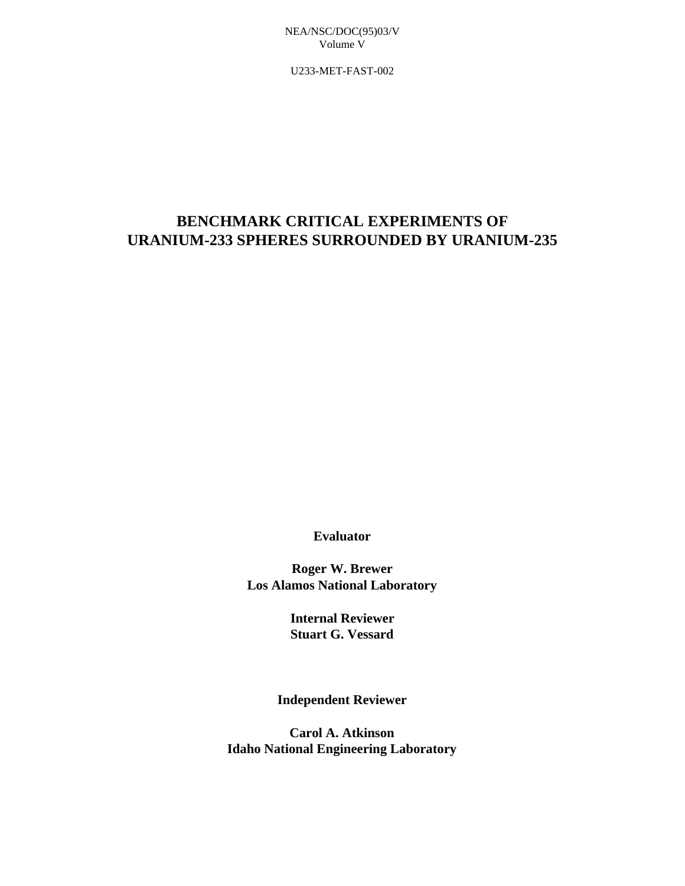NEA/NSC/DOC(95)03/V
Volume V

U233-MET-FAST-002

# BENCHMARK CRITICAL EXPERIMENTS OF URANIUM-233 SPHERES SURROUNDED BY URANIUM-235

**Evaluator**

**Roger W. Brewer**
**Los Alamos National Laboratory**

**Internal Reviewer**
**Stuart G. Vessard**

**Independent Reviewer**

**Carol A. Atkinson**
**Idaho National Engineering Laboratory**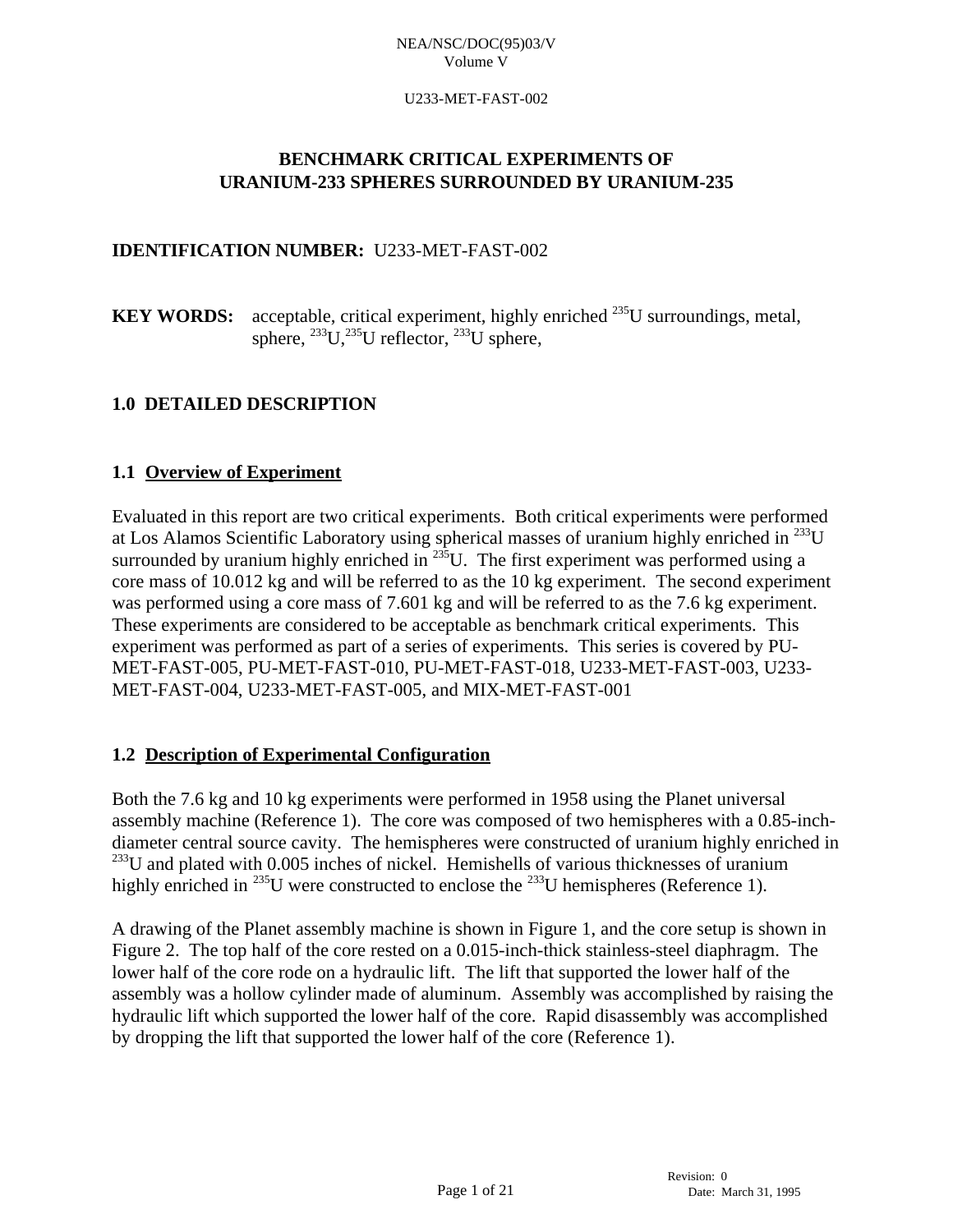# BENCHMARK CRITICAL EXPERIMENTS OF URANIUM-233 SPHERES SURROUNDED BY URANIUM-235

**IDENTIFICATION NUMBER:** U233-MET-FAST-002

**KEY WORDS:** acceptable, critical experiment, highly enriched $^{235}$U surroundings, metal, sphere, $^{233}$U,$^{235}$U reflector, $^{233}$U sphere,

## 1.0 DETAILED DESCRIPTION

### 1.1 Overview of Experiment

Evaluated in this report are two critical experiments. Both critical experiments were performed at Los Alamos Scientific Laboratory using spherical masses of uranium highly enriched in $^{233}$U surrounded by uranium highly enriched in $^{235}$U. The first experiment was performed using a core mass of 10.012 kg and will be referred to as the 10 kg experiment. The second experiment was performed using a core mass of 7.601 kg and will be referred to as the 7.6 kg experiment. These experiments are considered to be acceptable as benchmark critical experiments. This experiment was performed as part of a series of experiments. This series is covered by PU-MET-FAST-005, PU-MET-FAST-010, PU-MET-FAST-018, U233-MET-FAST-003, U233-MET-FAST-004, U233-MET-FAST-005, and MIX-MET-FAST-001

### 1.2 Description of Experimental Configuration

Both the 7.6 kg and 10 kg experiments were performed in 1958 using the Planet universal assembly machine (Reference 1). The core was composed of two hemispheres with a 0.85-inch-diameter central source cavity. The hemispheres were constructed of uranium highly enriched in $^{233}$U and plated with 0.005 inches of nickel. Hemishells of various thicknesses of uranium highly enriched in $^{235}$U were constructed to enclose the $^{233}$U hemispheres (Reference 1).

A drawing of the Planet assembly machine is shown in Figure 1, and the core setup is shown in Figure 2. The top half of the core rested on a 0.015-inch-thick stainless-steel diaphragm. The lower half of the core rode on a hydraulic lift. The lift that supported the lower half of the assembly was a hollow cylinder made of aluminum. Assembly was accomplished by raising the hydraulic lift which supported the lower half of the core. Rapid disassembly was accomplished by dropping the lift that supported the lower half of the core (Reference 1).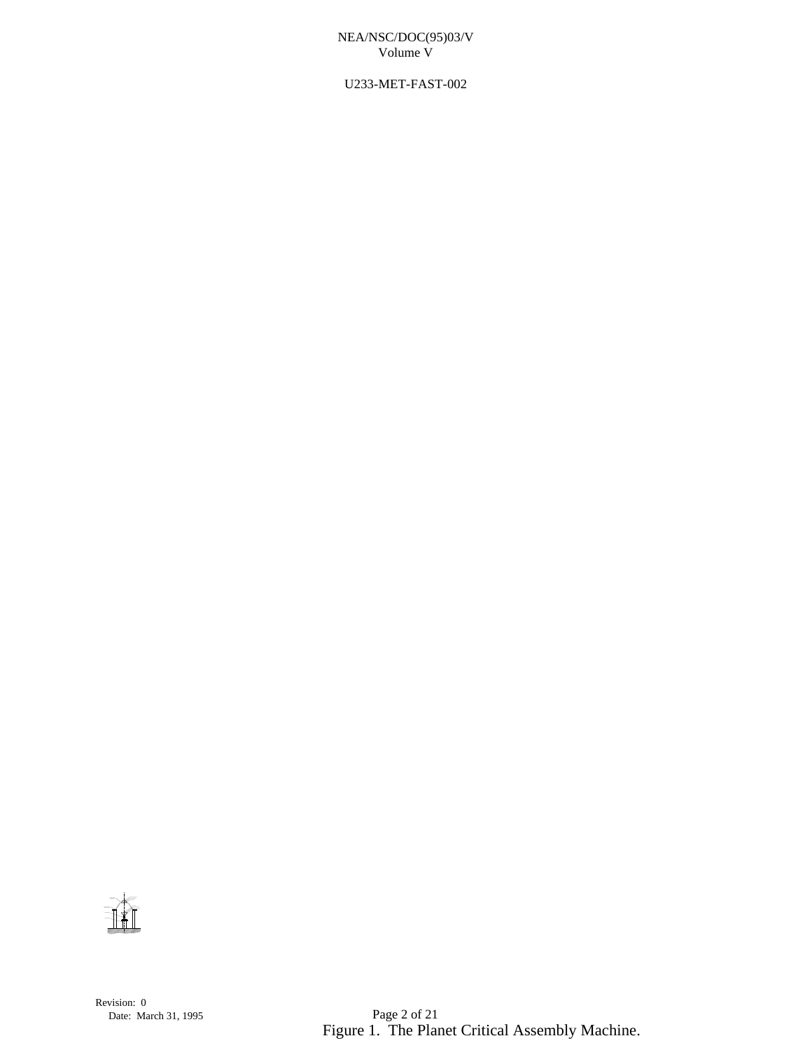Figure 1. The Planet Critical Assembly Machine.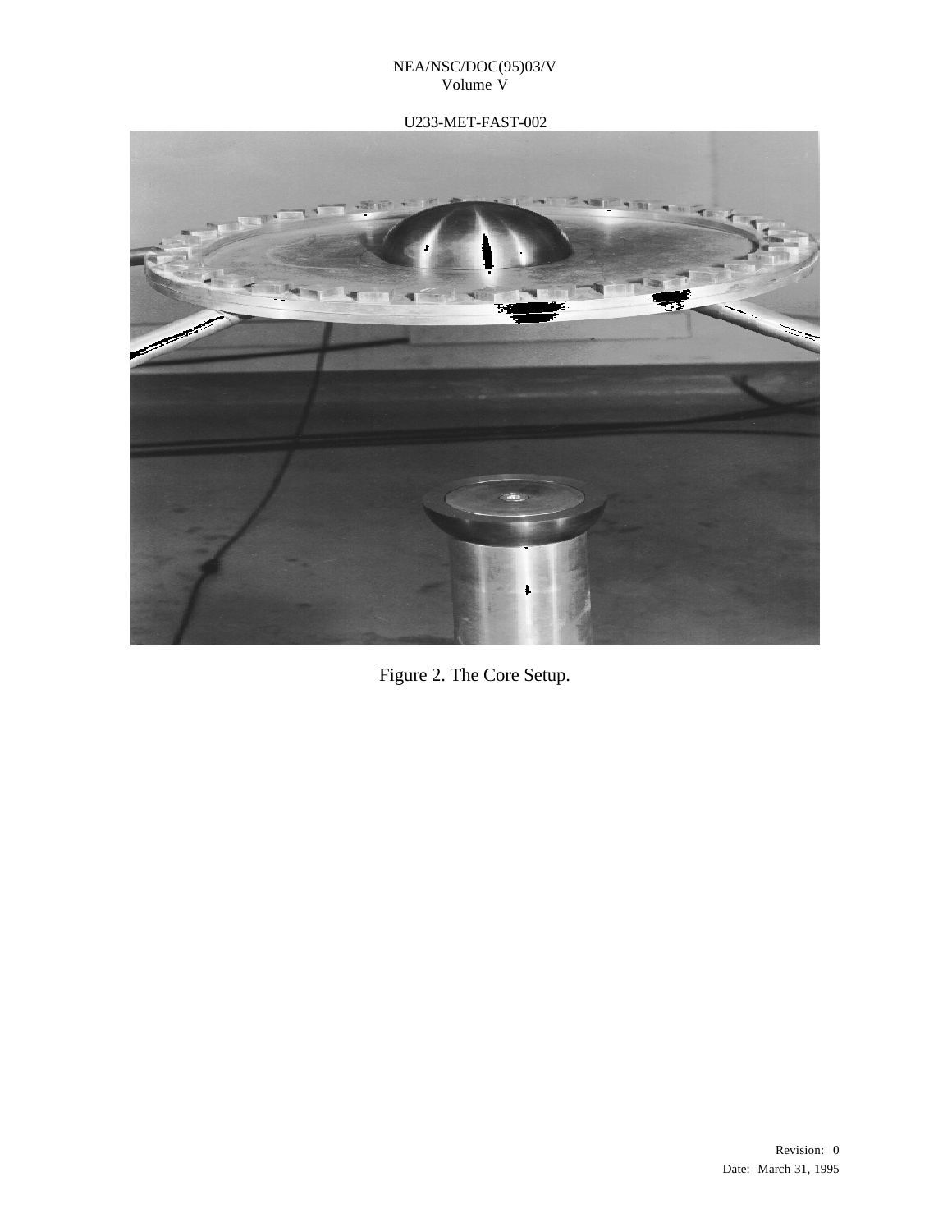Figure 2. The Core Setup.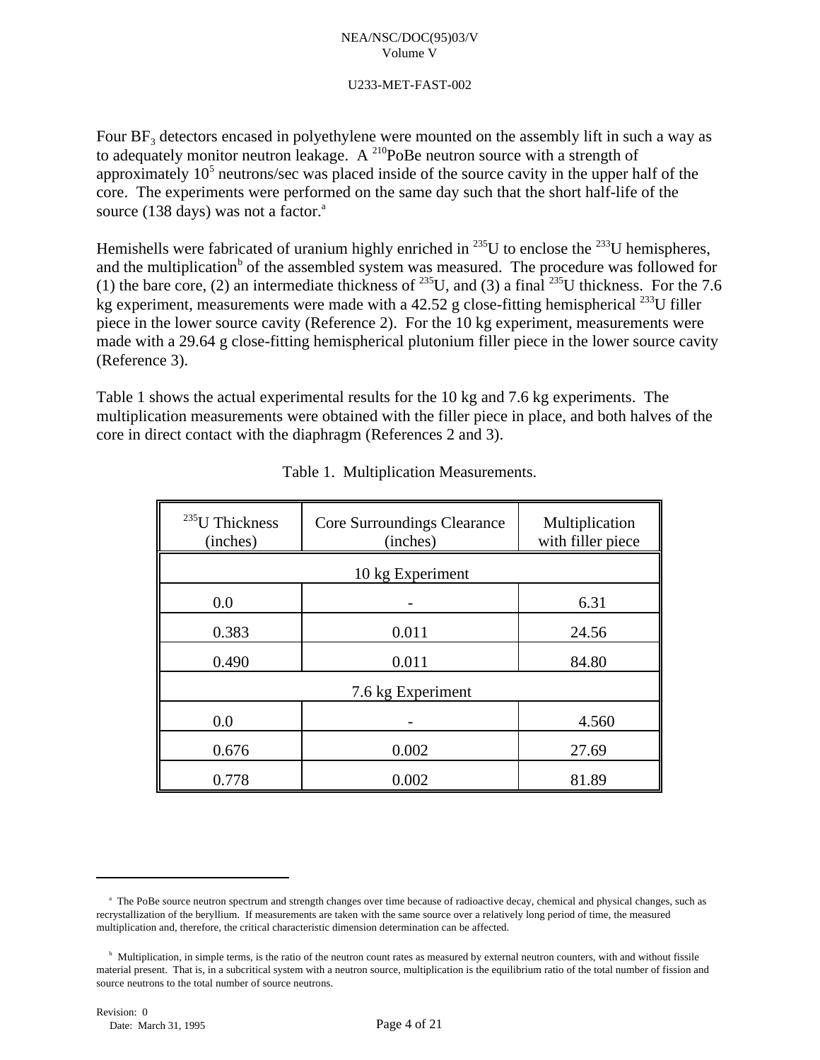Four $BF_3$ detectors encased in polyethylene were mounted on the assembly lift in such a way as to adequately monitor neutron leakage. A $^{210}$PoBe neutron source with a strength of approximately $10^5$ neutrons/sec was placed inside of the source cavity in the upper half of the core. The experiments were performed on the same day such that the short half-life of the source (138 days) was not a factor.[a]

Hemishells were fabricated of uranium highly enriched in $^{235}$U to enclose the $^{233}$U hemispheres, and the multiplication[b] of the assembled system was measured. The procedure was followed for (1) the bare core, (2) an intermediate thickness of $^{235}$U, and (3) a final $^{235}$U thickness. For the 7.6 kg experiment, measurements were made with a 42.52 g close-fitting hemispherical $^{233}$U filler piece in the lower source cavity (Reference 2). For the 10 kg experiment, measurements were made with a 29.64 g close-fitting hemispherical plutonium filler piece in the lower source cavity (Reference 3).

Table 1 shows the actual experimental results for the 10 kg and 7.6 kg experiments. The multiplication measurements were obtained with the filler piece in place, and both halves of the core in direct contact with the diaphragm (References 2 and 3).

Table 1. Multiplication Measurements.

| $^{235}$U Thickness (inches) | Core Surroundings Clearance (inches) | Multiplication with filler piece |
|---|---|---|
| 10 kg Experiment | | |
| 0.0 | - | 6.31 |
| 0.383 | 0.011 | 24.56 |
| 0.490 | 0.011 | 84.80 |
| 7.6 kg Experiment | | |
| 0.0 | - | 4.560 |
| 0.676 | 0.002 | 27.69 |
| 0.778 | 0.002 | 81.89 |

[a] The PoBe source neutron spectrum and strength changes over time because of radioactive decay, chemical and physical changes, such as recrystallization of the beryllium. If measurements are taken with the same source over a relatively long period of time, the measured multiplication and, therefore, the critical characteristic dimension determination can be affected.

[b] Multiplication, in simple terms, is the ratio of the neutron count rates as measured by external neutron counters, with and without fissile material present. That is, in a subcritical system with a neutron source, multiplication is the equilibrium ratio of the total number of fission and source neutrons to the total number of source neutrons.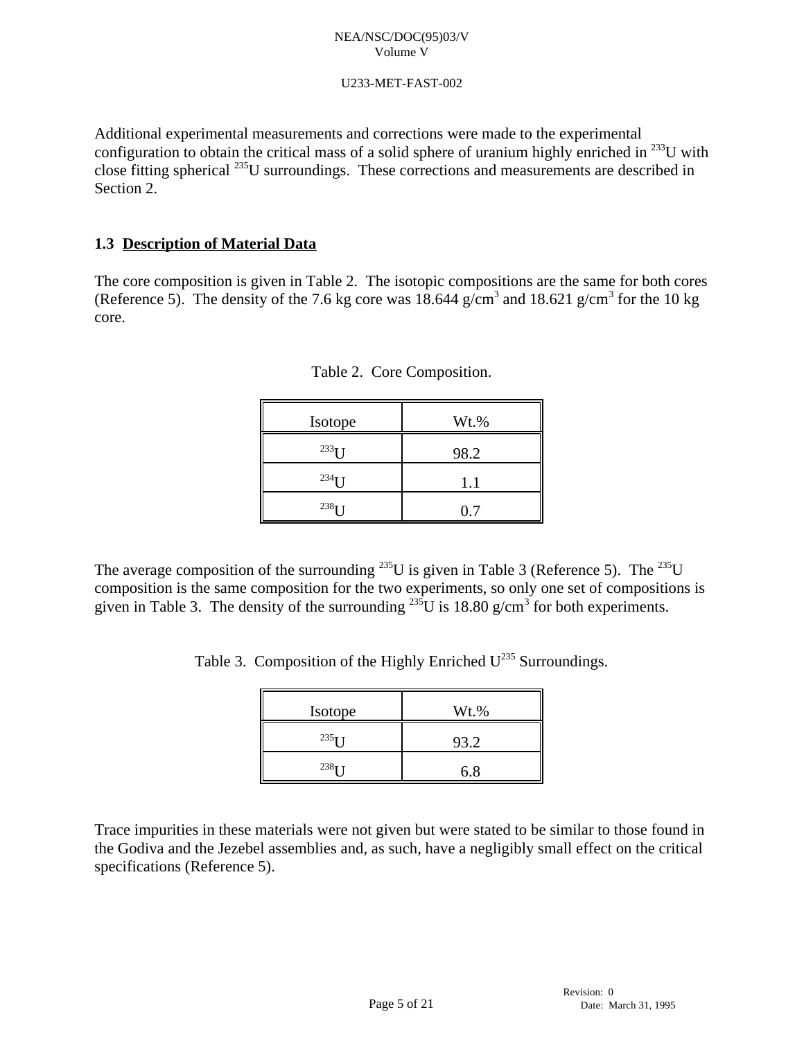Additional experimental measurements and corrections were made to the experimental configuration to obtain the critical mass of a solid sphere of uranium highly enriched in $^{233}U$ with close fitting spherical $^{235}U$ surroundings. These corrections and measurements are described in Section 2.

### 1.3 Description of Material Data

The core composition is given in Table 2. The isotopic compositions are the same for both cores (Reference 5). The density of the 7.6 kg core was 18.644 g/cm$^3$ and 18.621 g/cm$^3$ for the 10 kg core.

Table 2. Core Composition.

| Isotope | Wt.% |
|---|---|
| $^{233}U$ | 98.2 |
| $^{234}U$ | 1.1 |
| $^{238}U$ | 0.7 |

The average composition of the surrounding $^{235}U$ is given in Table 3 (Reference 5). The $^{235}U$ composition is the same composition for the two experiments, so only one set of compositions is given in Table 3. The density of the surrounding $^{235}U$ is 18.80 g/cm$^3$ for both experiments.

Table 3. Composition of the Highly Enriched $U^{235}$ Surroundings.

| Isotope | Wt.% |
|---|---|
| $^{235}U$ | 93.2 |
| $^{238}U$ | 6.8 |

Trace impurities in these materials were not given but were stated to be similar to those found in the Godiva and the Jezebel assemblies and, as such, have a negligibly small effect on the critical specifications (Reference 5).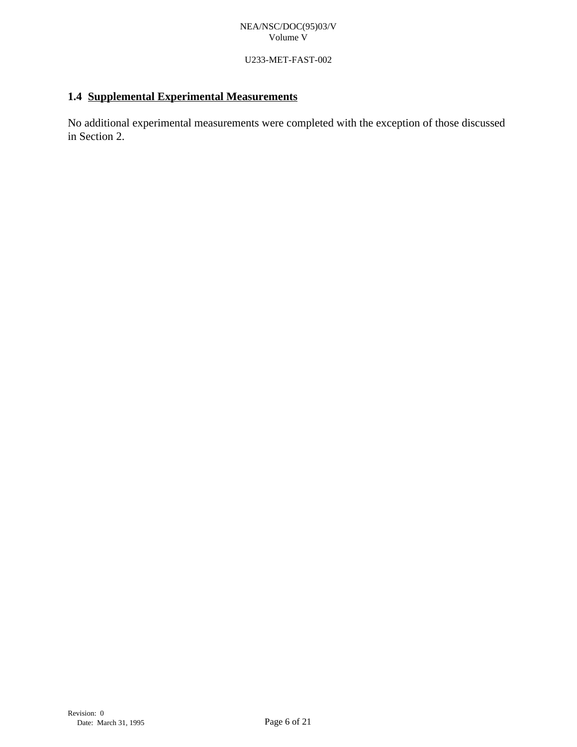### 1.4 Supplemental Experimental Measurements

No additional experimental measurements were completed with the exception of those discussed in Section 2.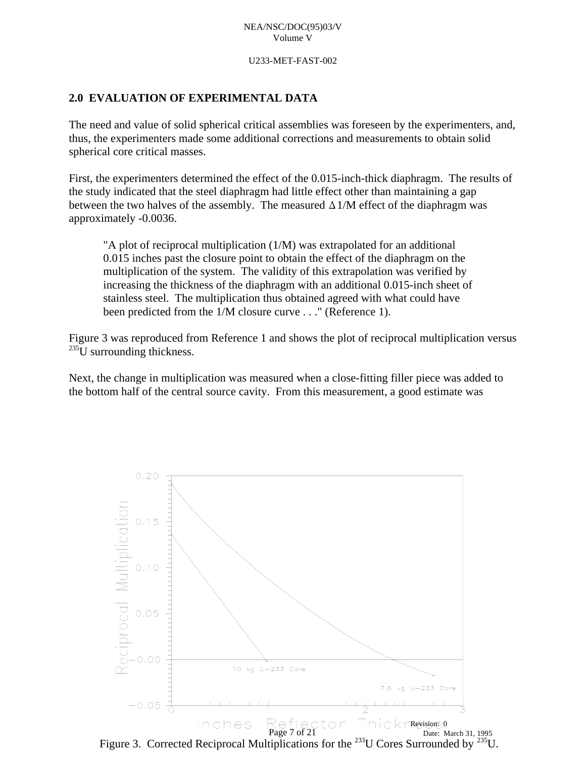## 2.0 EVALUATION OF EXPERIMENTAL DATA

The need and value of solid spherical critical assemblies was foreseen by the experimenters, and, thus, the experimenters made some additional corrections and measurements to obtain solid spherical core critical masses.

First, the experimenters determined the effect of the 0.015-inch-thick diaphragm. The results of the study indicated that the steel diaphragm had little effect other than maintaining a gap between the two halves of the assembly. The measured $\Delta 1/M$ effect of the diaphragm was approximately -0.0036.

> "A plot of reciprocal multiplication (1/M) was extrapolated for an additional 0.015 inches past the closure point to obtain the effect of the diaphragm on the multiplication of the system. The validity of this extrapolation was verified by increasing the thickness of the diaphragm with an additional 0.015-inch sheet of stainless steel. The multiplication thus obtained agreed with what could have been predicted from the 1/M closure curve . . ." (Reference 1).

Figure 3 was reproduced from Reference 1 and shows the plot of reciprocal multiplication versus $^{235}U$ surrounding thickness.

Next, the change in multiplication was measured when a close-fitting filler piece was added to the bottom half of the central source cavity. From this measurement, a good estimate was

Figure 3. Corrected Reciprocal Multiplications for the $^{233}U$ Cores Surrounded by $^{235}U$.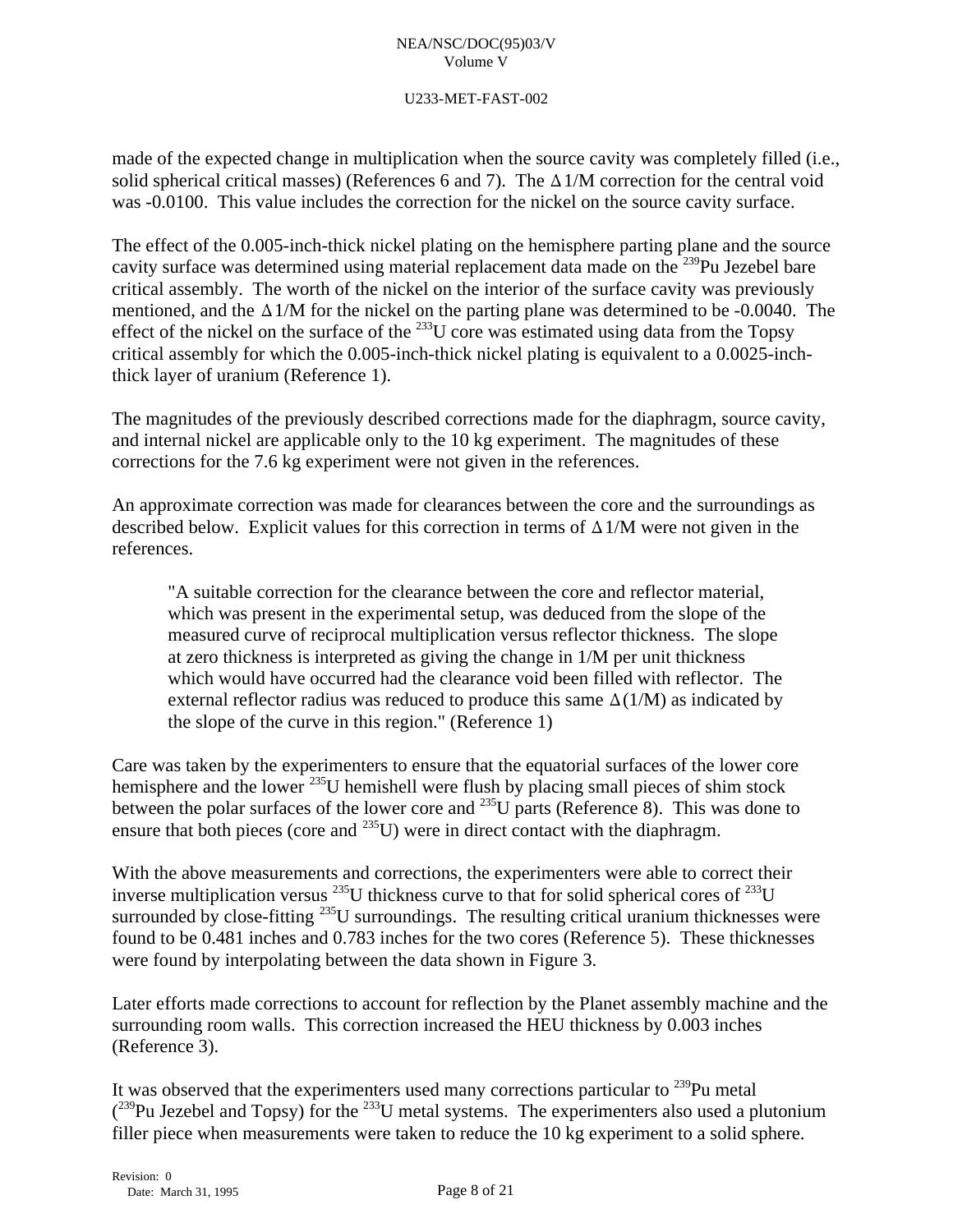made of the expected change in multiplication when the source cavity was completely filled (i.e., solid spherical critical masses) (References 6 and 7). The $\Delta 1/M$ correction for the central void was -0.0100. This value includes the correction for the nickel on the source cavity surface.

The effect of the 0.005-inch-thick nickel plating on the hemisphere parting plane and the source cavity surface was determined using material replacement data made on the $^{239}$Pu Jezebel bare critical assembly. The worth of the nickel on the interior of the surface cavity was previously mentioned, and the $\Delta 1/M$ for the nickel on the parting plane was determined to be -0.0040. The effect of the nickel on the surface of the $^{233}$U core was estimated using data from the Topsy critical assembly for which the 0.005-inch-thick nickel plating is equivalent to a 0.0025-inch-thick layer of uranium (Reference 1).

The magnitudes of the previously described corrections made for the diaphragm, source cavity, and internal nickel are applicable only to the 10 kg experiment. The magnitudes of these corrections for the 7.6 kg experiment were not given in the references.

An approximate correction was made for clearances between the core and the surroundings as described below. Explicit values for this correction in terms of $\Delta 1/M$ were not given in the references.

> "A suitable correction for the clearance between the core and reflector material, which was present in the experimental setup, was deduced from the slope of the measured curve of reciprocal multiplication versus reflector thickness. The slope at zero thickness is interpreted as giving the change in 1/M per unit thickness which would have occurred had the clearance void been filled with reflector. The external reflector radius was reduced to produce this same $\Delta(1/M)$ as indicated by the slope of the curve in this region." (Reference 1)

Care was taken by the experimenters to ensure that the equatorial surfaces of the lower core hemisphere and the lower $^{235}$U hemishell were flush by placing small pieces of shim stock between the polar surfaces of the lower core and $^{235}$U parts (Reference 8). This was done to ensure that both pieces (core and $^{235}$U) were in direct contact with the diaphragm.

With the above measurements and corrections, the experimenters were able to correct their inverse multiplication versus $^{235}$U thickness curve to that for solid spherical cores of $^{233}$U surrounded by close-fitting $^{235}$U surroundings. The resulting critical uranium thicknesses were found to be 0.481 inches and 0.783 inches for the two cores (Reference 5). These thicknesses were found by interpolating between the data shown in Figure 3.

Later efforts made corrections to account for reflection by the Planet assembly machine and the surrounding room walls. This correction increased the HEU thickness by 0.003 inches (Reference 3).

It was observed that the experimenters used many corrections particular to $^{239}$Pu metal ($^{239}$Pu Jezebel and Topsy) for the $^{233}$U metal systems. The experimenters also used a plutonium filler piece when measurements were taken to reduce the 10 kg experiment to a solid sphere.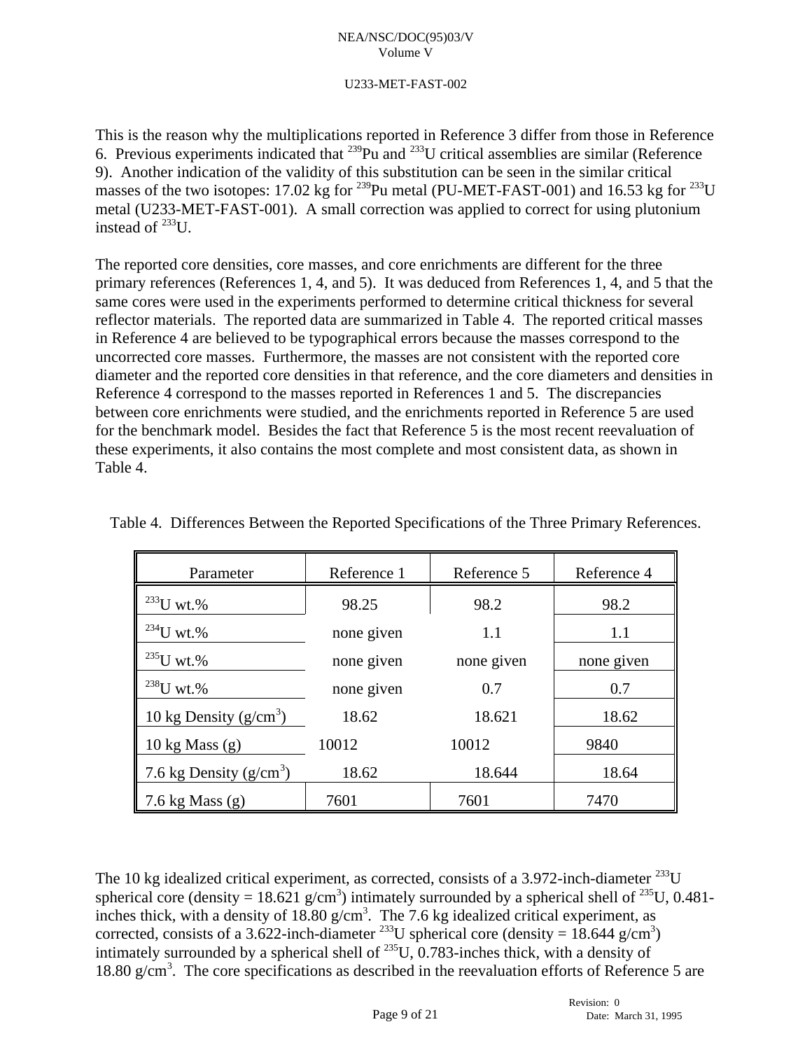This is the reason why the multiplications reported in Reference 3 differ from those in Reference 6. Previous experiments indicated that $^{239}$Pu and $^{233}$U critical assemblies are similar (Reference 9). Another indication of the validity of this substitution can be seen in the similar critical masses of the two isotopes: 17.02 kg for $^{239}$Pu metal (PU-MET-FAST-001) and 16.53 kg for $^{233}$U metal (U233-MET-FAST-001). A small correction was applied to correct for using plutonium instead of $^{233}$U.

The reported core densities, core masses, and core enrichments are different for the three primary references (References 1, 4, and 5). It was deduced from References 1, 4, and 5 that the same cores were used in the experiments performed to determine critical thickness for several reflector materials. The reported data are summarized in Table 4. The reported critical masses in Reference 4 are believed to be typographical errors because the masses correspond to the uncorrected core masses. Furthermore, the masses are not consistent with the reported core diameter and the reported core densities in that reference, and the core diameters and densities in Reference 4 correspond to the masses reported in References 1 and 5. The discrepancies between core enrichments were studied, and the enrichments reported in Reference 5 are used for the benchmark model. Besides the fact that Reference 5 is the most recent reevaluation of these experiments, it also contains the most complete and most consistent data, as shown in Table 4.

Table 4. Differences Between the Reported Specifications of the Three Primary References.

| Parameter | Reference 1 | Reference 5 | Reference 4 |
|---|---|---|---|
| $^{233}$U wt.% | 98.25 | 98.2 | 98.2 |
| $^{234}$U wt.% | none given | 1.1 | 1.1 |
| $^{235}$U wt.% | none given | none given | none given |
| $^{238}$U wt.% | none given | 0.7 | 0.7 |
| 10 kg Density (g/cm$^3$) | 18.62 | 18.621 | 18.62 |
| 10 kg Mass (g) | 10012 | 10012 | 9840 |
| 7.6 kg Density (g/cm$^3$) | 18.62 | 18.644 | 18.64 |
| 7.6 kg Mass (g) | 7601 | 7601 | 7470 |

The 10 kg idealized critical experiment, as corrected, consists of a 3.972-inch-diameter $^{233}$U spherical core (density = 18.621 g/cm$^3$) intimately surrounded by a spherical shell of $^{235}$U, 0.481-inches thick, with a density of 18.80 g/cm$^3$. The 7.6 kg idealized critical experiment, as corrected, consists of a 3.622-inch-diameter $^{233}$U spherical core (density = 18.644 g/cm$^3$) intimately surrounded by a spherical shell of $^{235}$U, 0.783-inches thick, with a density of 18.80 g/cm$^3$. The core specifications as described in the reevaluation efforts of Reference 5 are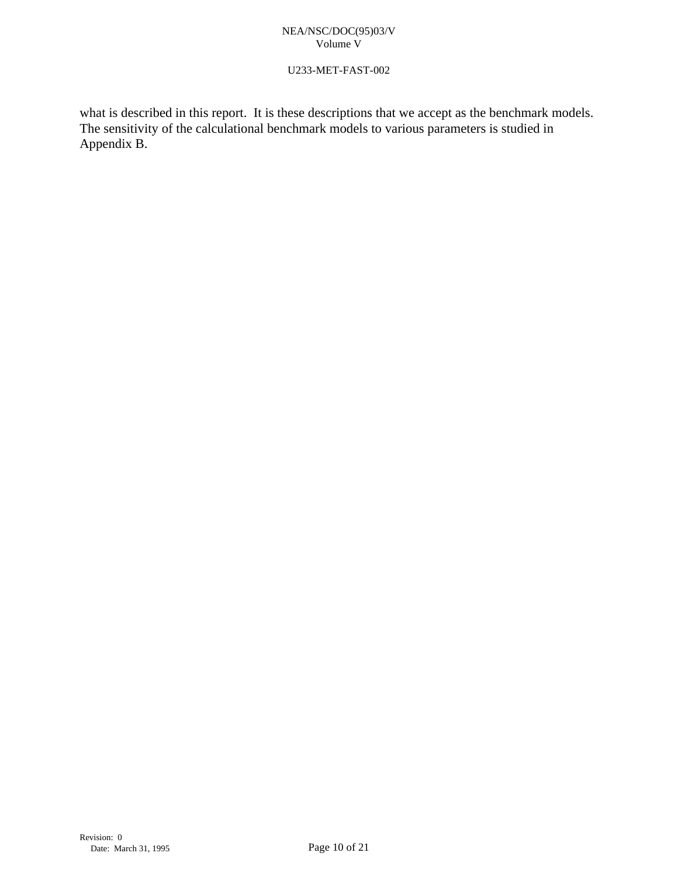what is described in this report. It is these descriptions that we accept as the benchmark models. The sensitivity of the calculational benchmark models to various parameters is studied in Appendix B.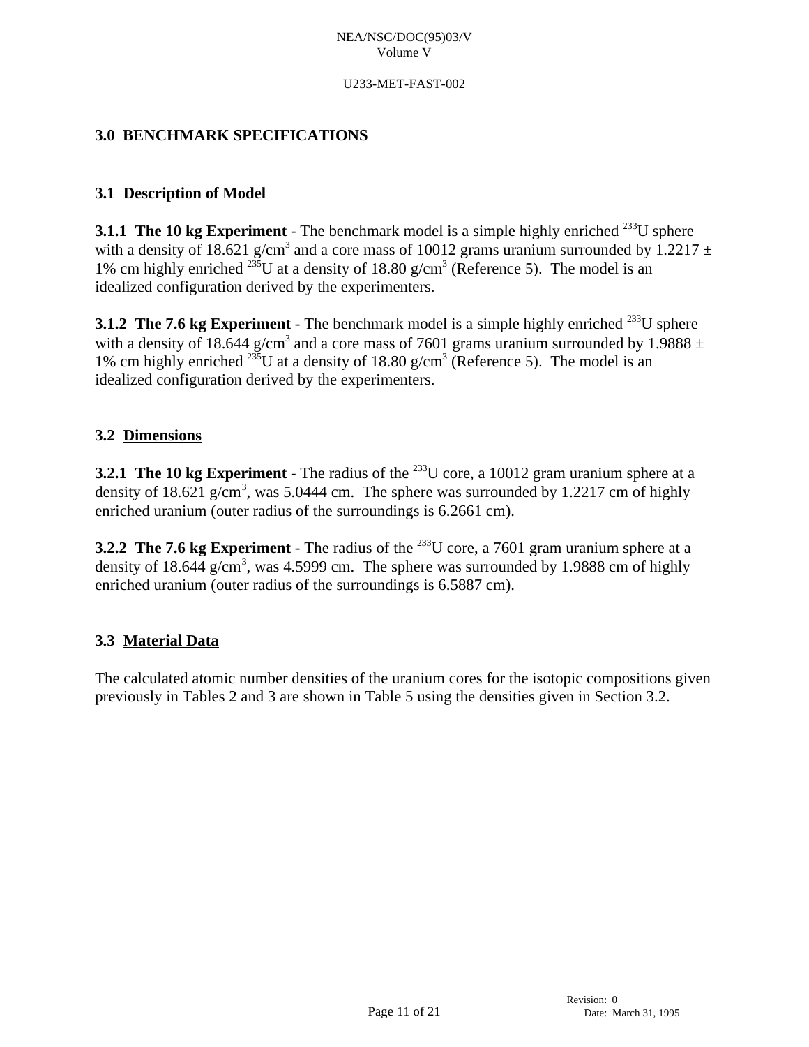## 3.0 BENCHMARK SPECIFICATIONS

### 3.1 Description of Model

**3.1.1 The 10 kg Experiment** - The benchmark model is a simple highly enriched $^{233}$U sphere with a density of 18.621 g/cm$^3$ and a core mass of 10012 grams uranium surrounded by 1.2217 ± 1% cm highly enriched $^{235}$U at a density of 18.80 g/cm$^3$ (Reference 5). The model is an idealized configuration derived by the experimenters.

**3.1.2 The 7.6 kg Experiment** - The benchmark model is a simple highly enriched $^{233}$U sphere with a density of 18.644 g/cm$^3$ and a core mass of 7601 grams uranium surrounded by 1.9888 ± 1% cm highly enriched $^{235}$U at a density of 18.80 g/cm$^3$ (Reference 5). The model is an idealized configuration derived by the experimenters.

### 3.2 Dimensions

**3.2.1 The 10 kg Experiment** - The radius of the $^{233}$U core, a 10012 gram uranium sphere at a density of 18.621 g/cm$^3$, was 5.0444 cm. The sphere was surrounded by 1.2217 cm of highly enriched uranium (outer radius of the surroundings is 6.2661 cm).

**3.2.2 The 7.6 kg Experiment** - The radius of the $^{233}$U core, a 7601 gram uranium sphere at a density of 18.644 g/cm$^3$, was 4.5999 cm. The sphere was surrounded by 1.9888 cm of highly enriched uranium (outer radius of the surroundings is 6.5887 cm).

### 3.3 Material Data

The calculated atomic number densities of the uranium cores for the isotopic compositions given previously in Tables 2 and 3 are shown in Table 5 using the densities given in Section 3.2.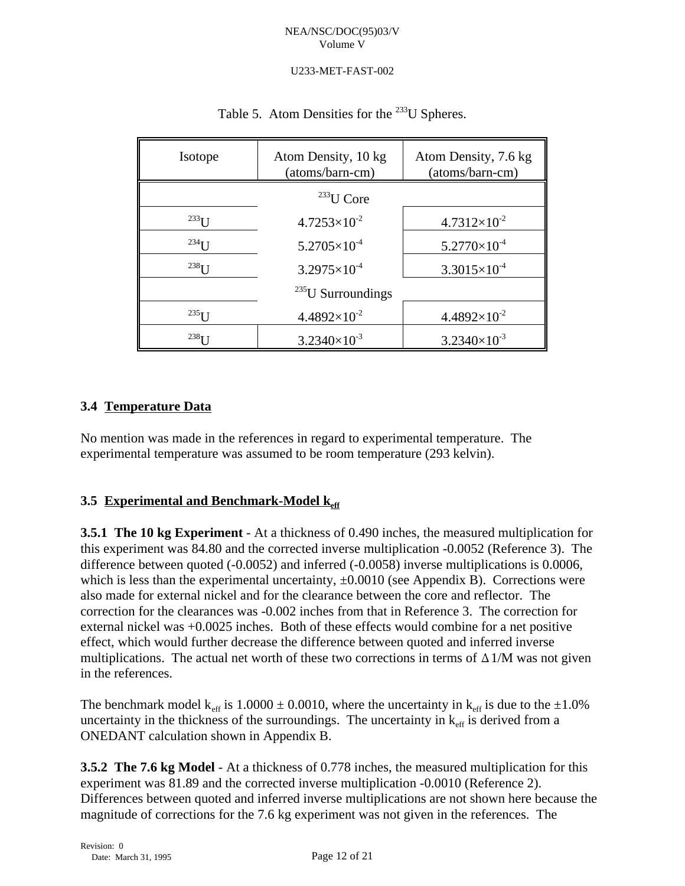Table 5. Atom Densities for the $^{233}$U Spheres.

| Isotope | Atom Density, 10 kg (atoms/barn-cm) | Atom Density, 7.6 kg (atoms/barn-cm) |
|---|---|---|
| | $^{233}$U Core | |
| $^{233}$U | $4.7253\times10^{-2}$ | $4.7312\times10^{-2}$ |
| $^{234}$U | $5.2705\times10^{-4}$ | $5.2770\times10^{-4}$ |
| $^{238}$U | $3.2975\times10^{-4}$ | $3.3015\times10^{-4}$ |
| | $^{235}$U Surroundings | |
| $^{235}$U | $4.4892\times10^{-2}$ | $4.4892\times10^{-2}$ |
| $^{238}$U | $3.2340\times10^{-3}$ | $3.2340\times10^{-3}$ |

### 3.4 Temperature Data

No mention was made in the references in regard to experimental temperature. The experimental temperature was assumed to be room temperature (293 kelvin).

### 3.5 Experimental and Benchmark-Model $k_{eff}$

**3.5.1 The 10 kg Experiment** - At a thickness of 0.490 inches, the measured multiplication for this experiment was 84.80 and the corrected inverse multiplication -0.0052 (Reference 3). The difference between quoted (-0.0052) and inferred (-0.0058) inverse multiplications is 0.0006, which is less than the experimental uncertainty, ±0.0010 (see Appendix B). Corrections were also made for external nickel and for the clearance between the core and reflector. The correction for the clearances was -0.002 inches from that in Reference 3. The correction for external nickel was +0.0025 inches. Both of these effects would combine for a net positive effect, which would further decrease the difference between quoted and inferred inverse multiplications. The actual net worth of these two corrections in terms of $\Delta 1/M$ was not given in the references.

The benchmark model $k_{eff}$ is 1.0000 ± 0.0010, where the uncertainty in $k_{eff}$ is due to the ±1.0% uncertainty in the thickness of the surroundings. The uncertainty in $k_{eff}$ is derived from a ONEDANT calculation shown in Appendix B.

**3.5.2 The 7.6 kg Model** - At a thickness of 0.778 inches, the measured multiplication for this experiment was 81.89 and the corrected inverse multiplication -0.0010 (Reference 2). Differences between quoted and inferred inverse multiplications are not shown here because the magnitude of corrections for the 7.6 kg experiment was not given in the references. The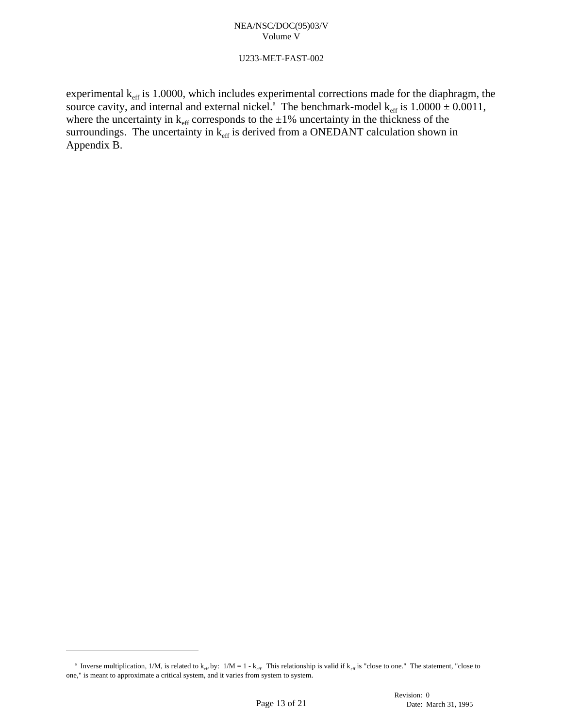experimental $k_{eff}$ is 1.0000, which includes experimental corrections made for the diaphragm, the source cavity, and internal and external nickel.[a] The benchmark-model $k_{eff}$ is 1.0000 ± 0.0011, where the uncertainty in $k_{eff}$ corresponds to the ±1% uncertainty in the thickness of the surroundings. The uncertainty in $k_{eff}$ is derived from a ONEDANT calculation shown in Appendix B.

---

[a] Inverse multiplication, 1/M, is related to $k_{eff}$ by: $1/M = 1 - k_{eff}$. This relationship is valid if $k_{eff}$ is "close to one." The statement, "close to one," is meant to approximate a critical system, and it varies from system to system.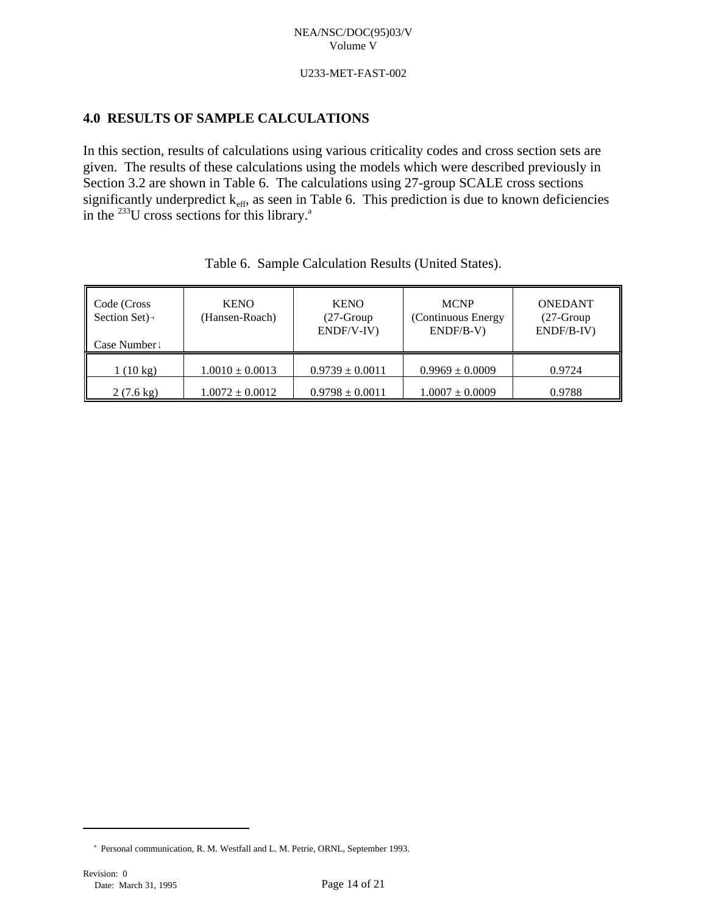## 4.0 RESULTS OF SAMPLE CALCULATIONS

In this section, results of calculations using various criticality codes and cross section sets are given. The results of these calculations using the models which were described previously in Section 3.2 are shown in Table 6. The calculations using 27-group SCALE cross sections significantly underpredict $k_{eff}$, as seen in Table 6. This prediction is due to known deficiencies in the $^{233}$U cross sections for this library.[a]

Table 6. Sample Calculation Results (United States).

| Code (Cross Section Set)→ Case Number↓ | KENO (Hansen-Roach) | KENO (27-Group ENDF/V-IV) | MCNP (Continuous Energy ENDF/B-V) | ONEDANT (27-Group ENDF/B-IV) |
|---|---|---|---|---|
| 1 (10 kg) | 1.0010 ± 0.0013 | 0.9739 ± 0.0011 | 0.9969 ± 0.0009 | 0.9724 |
| 2 (7.6 kg) | 1.0072 ± 0.0012 | 0.9798 ± 0.0011 | 1.0007 ± 0.0009 | 0.9788 |

[a] Personal communication, R. M. Westfall and L. M. Petrie, ORNL, September 1993.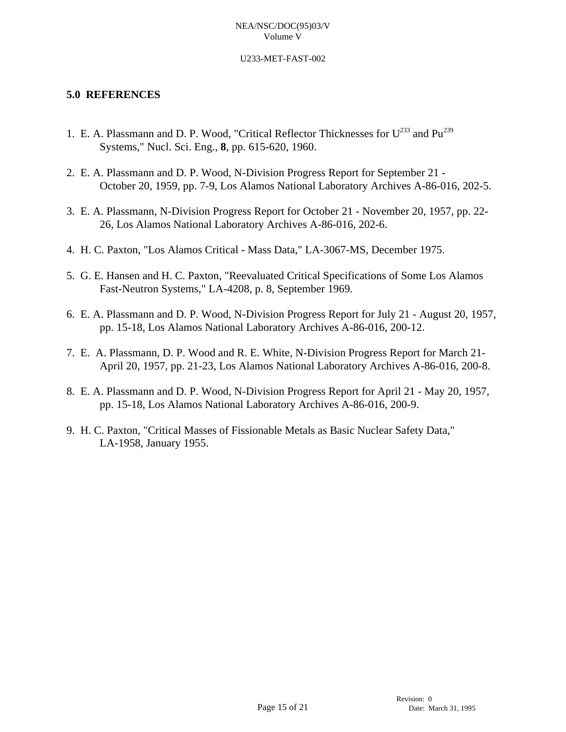## 5.0 REFERENCES

1. E. A. Plassmann and D. P. Wood, "Critical Reflector Thicknesses for $U^{233}$ and $Pu^{239}$ Systems," Nucl. Sci. Eng., **8**, pp. 615-620, 1960.

2. E. A. Plassmann and D. P. Wood, N-Division Progress Report for September 21 - October 20, 1959, pp. 7-9, Los Alamos National Laboratory Archives A-86-016, 202-5.

3. E. A. Plassmann, N-Division Progress Report for October 21 - November 20, 1957, pp. 22-26, Los Alamos National Laboratory Archives A-86-016, 202-6.

4. H. C. Paxton, "Los Alamos Critical - Mass Data," LA-3067-MS, December 1975.

5. G. E. Hansen and H. C. Paxton, "Reevaluated Critical Specifications of Some Los Alamos Fast-Neutron Systems," LA-4208, p. 8, September 1969.

6. E. A. Plassmann and D. P. Wood, N-Division Progress Report for July 21 - August 20, 1957, pp. 15-18, Los Alamos National Laboratory Archives A-86-016, 200-12.

7. E. A. Plassmann, D. P. Wood and R. E. White, N-Division Progress Report for March 21-April 20, 1957, pp. 21-23, Los Alamos National Laboratory Archives A-86-016, 200-8.

8. E. A. Plassmann and D. P. Wood, N-Division Progress Report for April 21 - May 20, 1957, pp. 15-18, Los Alamos National Laboratory Archives A-86-016, 200-9.

9. H. C. Paxton, "Critical Masses of Fissionable Metals as Basic Nuclear Safety Data," LA-1958, January 1955.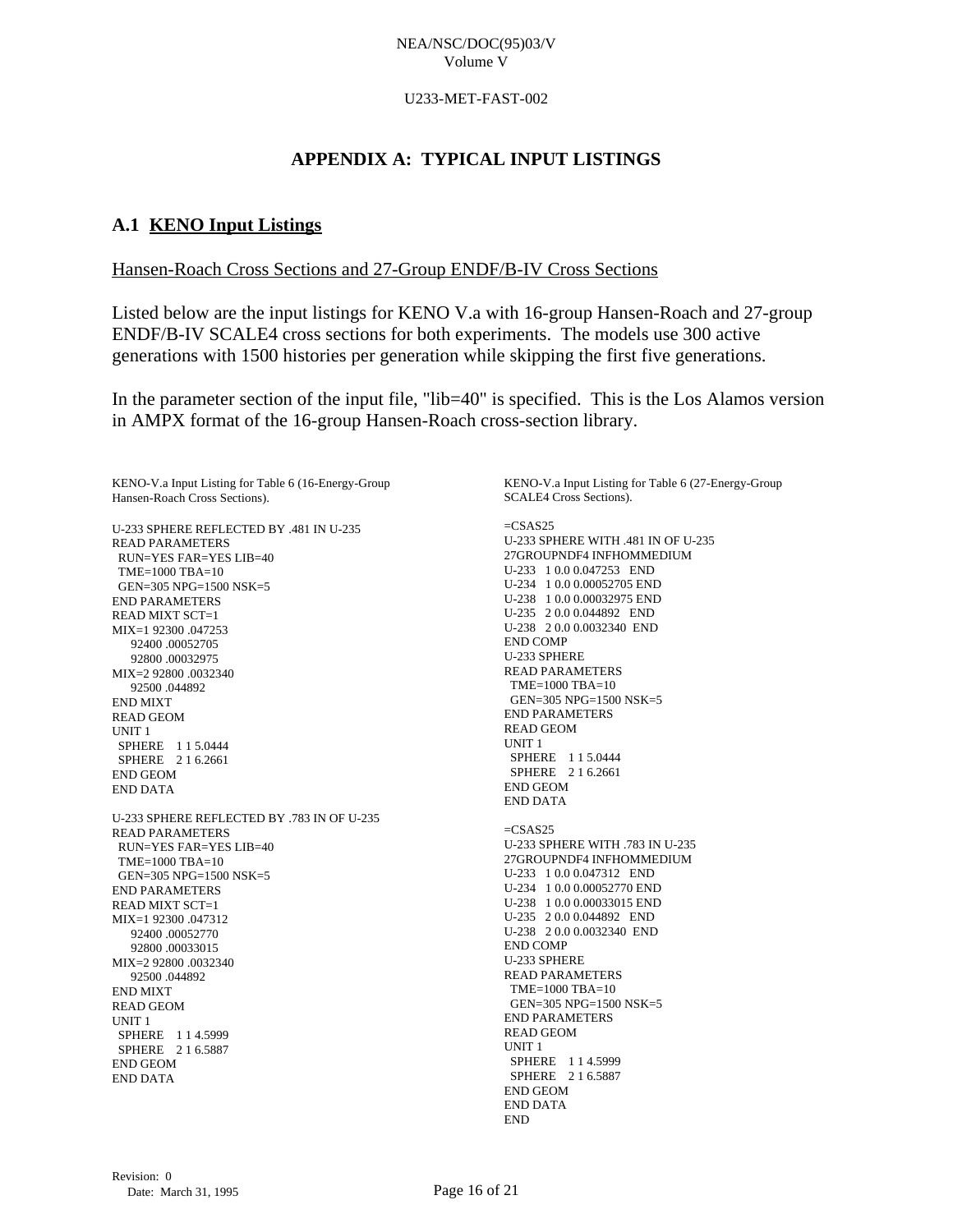## APPENDIX A: TYPICAL INPUT LISTINGS

### A.1 KENO Input Listings

Hansen-Roach Cross Sections and 27-Group ENDF/B-IV Cross Sections

Listed below are the input listings for KENO V.a with 16-group Hansen-Roach and 27-group ENDF/B-IV SCALE4 cross sections for both experiments. The models use 300 active generations with 1500 histories per generation while skipping the first five generations.

In the parameter section of the input file, "lib=40" is specified. This is the Los Alamos version in AMPX format of the 16-group Hansen-Roach cross-section library.

KENO-V.a Input Listing for Table 6 (16-Energy-Group Hansen-Roach Cross Sections).

```
U-233 SPHERE REFLECTED BY .481 IN U-235
READ PARAMETERS
  RUN=YES FAR=YES LIB=40
  TME=1000 TBA=10
  GEN=305 NPG=1500 NSK=5
END PARAMETERS
READ MIXT SCT=1
MIX=1 92300 .047253
     92400 .00052705
     92800 .00032975
MIX=2 92800 .0032340
     92500 .044892
END MIXT
READ GEOM
UNIT 1
  SPHERE    1 1 5.0444
  SPHERE    2 1 6.2661
END GEOM
END DATA

U-233 SPHERE REFLECTED BY .783 IN OF U-235
READ PARAMETERS
  RUN=YES FAR=YES LIB=40
  TME=1000 TBA=10
  GEN=305 NPG=1500 NSK=5
END PARAMETERS
READ MIXT SCT=1
MIX=1 92300 .047312
     92400 .00052770
     92800 .00033015
MIX=2 92800 .0032340
     92500 .044892
END MIXT
READ GEOM
UNIT 1
  SPHERE    1 1 4.5999
  SPHERE    2 1 6.5887
END GEOM
END DATA
```

KENO-V.a Input Listing for Table 6 (27-Energy-Group SCALE4 Cross Sections).

```
=CSAS25
U-233 SPHERE WITH .481 IN OF U-235
27GROUPNDF4 INFHOMMEDIUM
U-233   1 0.0 0.047253   END
U-234   1 0.0 0.00052705 END
U-238   1 0.0 0.00032975 END
U-235   2 0.0 0.044892   END
U-238   2 0.0 0.0032340  END
END COMP
U-233 SPHERE
READ PARAMETERS
  TME=1000 TBA=10
  GEN=305 NPG=1500 NSK=5
END PARAMETERS
READ GEOM
UNIT 1
  SPHERE    1 1 5.0444
  SPHERE    2 1 6.2661
END GEOM
END DATA

=CSAS25
U-233 SPHERE WITH .783 IN U-235
27GROUPNDF4 INFHOMMEDIUM
U-233   1 0.0 0.047312   END
U-234   1 0.0 0.00052770 END
U-238   1 0.0 0.00033015 END
U-235   2 0.0 0.044892   END
U-238   2 0.0 0.0032340  END
END COMP
U-233 SPHERE
READ PARAMETERS
  TME=1000 TBA=10
  GEN=305 NPG=1500 NSK=5
END PARAMETERS
READ GEOM
UNIT 1
  SPHERE    1 1 4.5999
  SPHERE    2 1 6.5887
END GEOM
END DATA
END
```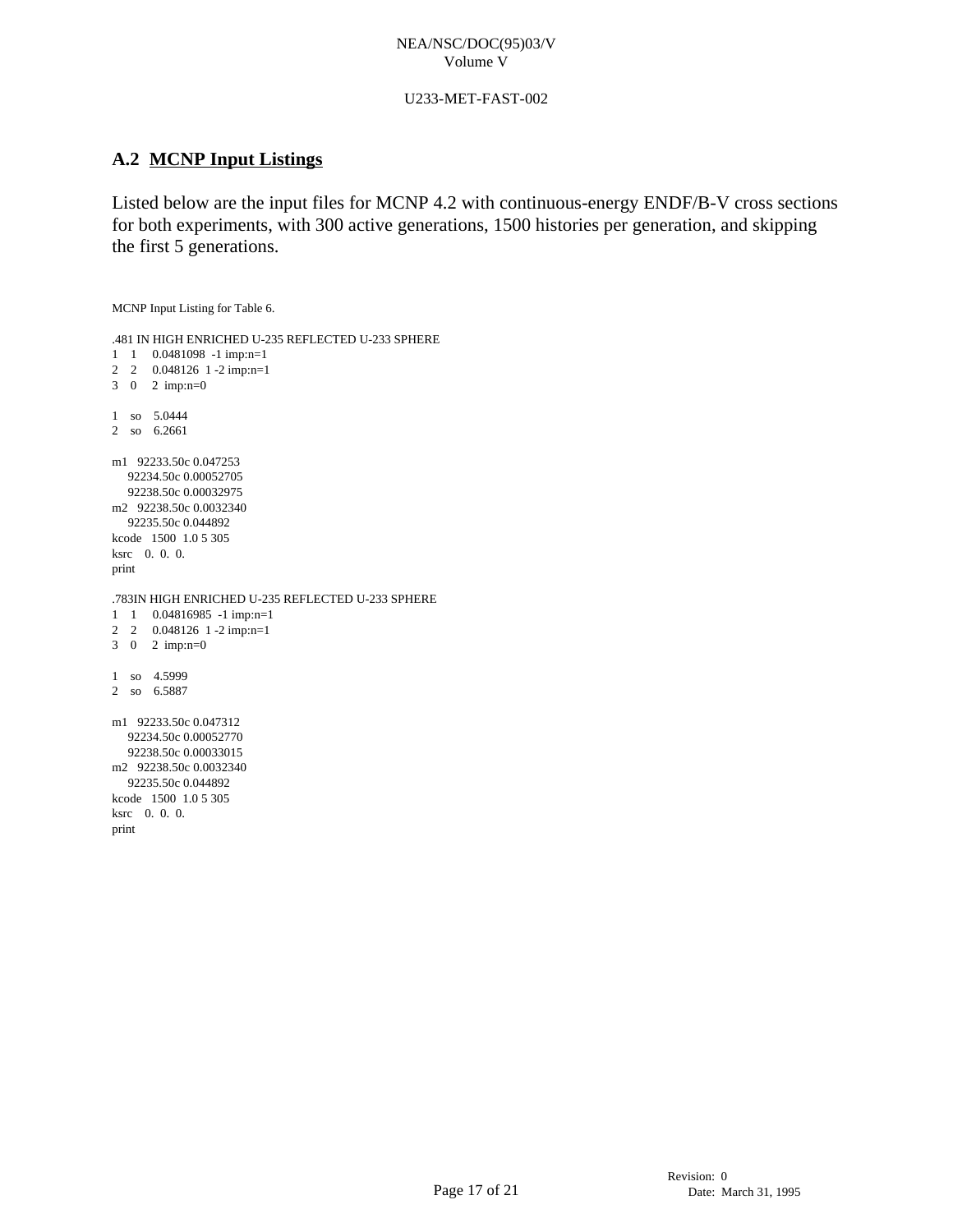## A.2 MCNP Input Listings

Listed below are the input files for MCNP 4.2 with continuous-energy ENDF/B-V cross sections for both experiments, with 300 active generations, 1500 histories per generation, and skipping the first 5 generations.

MCNP Input Listing for Table 6.

```
.481 IN HIGH ENRICHED U-235 REFLECTED U-233 SPHERE
1    1     0.0481098  -1 imp:n=1
2    2     0.048126  1 -2 imp:n=1
3    0     2  imp:n=0

1    so    5.0444
2    so    6.2661

m1   92233.50c 0.047253
     92234.50c 0.00052705
     92238.50c 0.00032975
m2   92238.50c 0.0032340
     92235.50c 0.044892
kcode   1500  1.0 5 305
ksrc    0.  0.  0.
print
```

```
.783IN HIGH ENRICHED U-235 REFLECTED U-233 SPHERE
1    1     0.04816985  -1 imp:n=1
2    2     0.048126  1 -2 imp:n=1
3    0     2  imp:n=0

1    so    4.5999
2    so    6.5887

m1   92233.50c 0.047312
     92234.50c 0.00052770
     92238.50c 0.00033015
m2   92238.50c 0.0032340
     92235.50c 0.044892
kcode   1500  1.0 5 305
ksrc    0.  0.  0.
print
```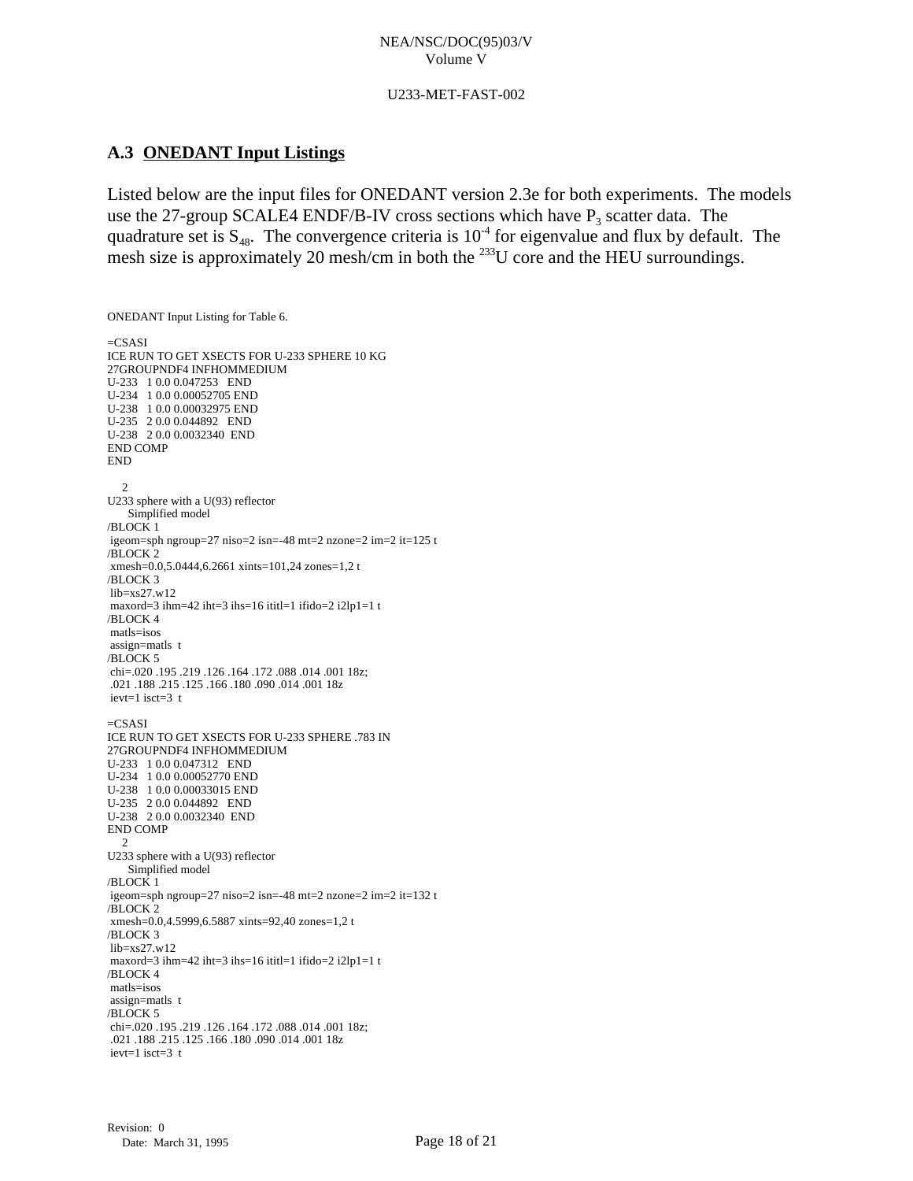## A.3 ONEDANT Input Listings

Listed below are the input files for ONEDANT version 2.3e for both experiments. The models use the 27-group SCALE4 ENDF/B-IV cross sections which have $P_3$ scatter data. The quadrature set is $S_{48}$. The convergence criteria is $10^{-4}$ for eigenvalue and flux by default. The mesh size is approximately 20 mesh/cm in both the $^{233}$U core and the HEU surroundings.

ONEDANT Input Listing for Table 6.

```
=CSASI
ICE RUN TO GET XSECTS FOR U-233 SPHERE 10 KG
27GROUPNDF4 INFHOMMEDIUM
U-233   1 0.0 0.047253   END
U-234   1 0.0 0.00052705 END
U-238   1 0.0 0.00032975 END
U-235   2 0.0 0.044892   END
U-238   2 0.0 0.0032340  END
END COMP
END

    2
U233 sphere with a U(93) reflector
      Simplified model
/BLOCK 1
 igeom=sph ngroup=27 niso=2 isn=-48 mt=2 nzone=2 im=2 it=125 t
/BLOCK 2
 xmesh=0.0,5.0444,6.2661 xints=101,24 zones=1,2 t
/BLOCK 3
 lib=xs27.w12
 maxord=3 ihm=42 iht=3 ihs=16 ititl=1 ifido=2 i2lp1=1 t
/BLOCK 4
 matls=isos
 assign=matls  t
/BLOCK 5
 chi=.020 .195 .219 .126 .164 .172 .088 .014 .001 18z;
 .021 .188 .215 .125 .166 .180 .090 .014 .001 18z
 ievt=1 isct=3  t

=CSASI
ICE RUN TO GET XSECTS FOR U-233 SPHERE .783 IN
27GROUPNDF4 INFHOMMEDIUM
U-233   1 0.0 0.047312   END
U-234   1 0.0 0.00052770 END
U-238   1 0.0 0.00033015 END
U-235   2 0.0 0.044892   END
U-238   2 0.0 0.0032340  END
END COMP
    2
U233 sphere with a U(93) reflector
      Simplified model
/BLOCK 1
 igeom=sph ngroup=27 niso=2 isn=-48 mt=2 nzone=2 im=2 it=132 t
/BLOCK 2
 xmesh=0.0,4.5999,6.5887 xints=92,40 zones=1,2 t
/BLOCK 3
 lib=xs27.w12
 maxord=3 ihm=42 iht=3 ihs=16 ititl=1 ifido=2 i2lp1=1 t
/BLOCK 4
 matls=isos
 assign=matls  t
/BLOCK 5
 chi=.020 .195 .219 .126 .164 .172 .088 .014 .001 18z;
 .021 .188 .215 .125 .166 .180 .090 .014 .001 18z
 ievt=1 isct=3  t
```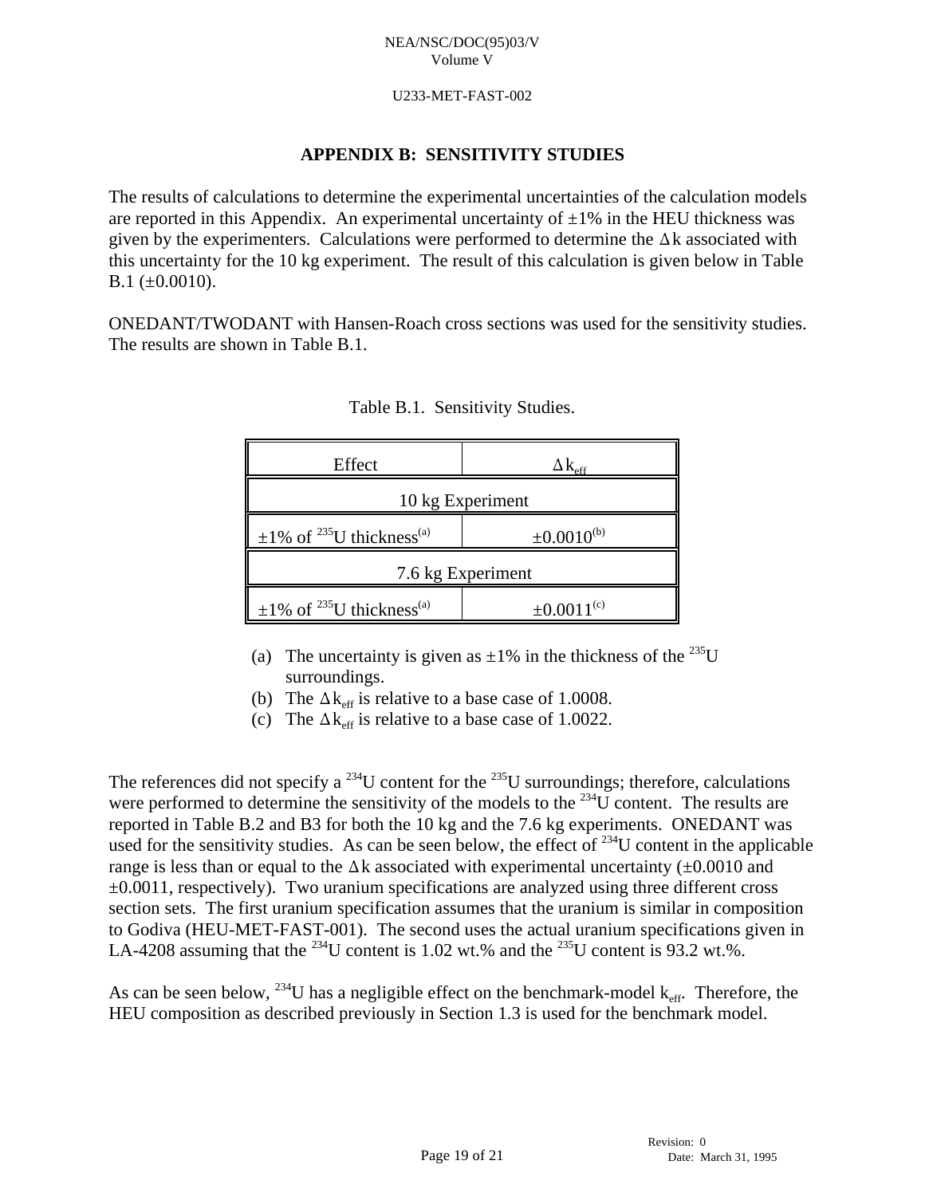# APPENDIX B: SENSITIVITY STUDIES

The results of calculations to determine the experimental uncertainties of the calculation models are reported in this Appendix. An experimental uncertainty of ±1% in the HEU thickness was given by the experimenters. Calculations were performed to determine the $\Delta k$ associated with this uncertainty for the 10 kg experiment. The result of this calculation is given below in Table B.1 (±0.0010).

ONEDANT/TWODANT with Hansen-Roach cross sections was used for the sensitivity studies. The results are shown in Table B.1.

Table B.1. Sensitivity Studies.

| Effect | $\Delta k_{eff}$ |
|---|---|
| 10 kg Experiment | |
| ±1% of $^{235}$U thickness[(a)] | ±0.0010[(b)] |
| 7.6 kg Experiment | |
| ±1% of $^{235}$U thickness[(a)] | ±0.0011[(c)] |

(a) The uncertainty is given as ±1% in the thickness of the $^{235}$U surroundings.
(b) The $\Delta k_{eff}$ is relative to a base case of 1.0008.
(c) The $\Delta k_{eff}$ is relative to a base case of 1.0022.

The references did not specify a $^{234}$U content for the $^{235}$U surroundings; therefore, calculations were performed to determine the sensitivity of the models to the $^{234}$U content. The results are reported in Table B.2 and B3 for both the 10 kg and the 7.6 kg experiments. ONEDANT was used for the sensitivity studies. As can be seen below, the effect of $^{234}$U content in the applicable range is less than or equal to the $\Delta k$ associated with experimental uncertainty (±0.0010 and ±0.0011, respectively). Two uranium specifications are analyzed using three different cross section sets. The first uranium specification assumes that the uranium is similar in composition to Godiva (HEU-MET-FAST-001). The second uses the actual uranium specifications given in LA-4208 assuming that the $^{234}$U content is 1.02 wt.% and the $^{235}$U content is 93.2 wt.%.

As can be seen below, $^{234}$U has a negligible effect on the benchmark-model $k_{eff}$. Therefore, the HEU composition as described previously in Section 1.3 is used for the benchmark model.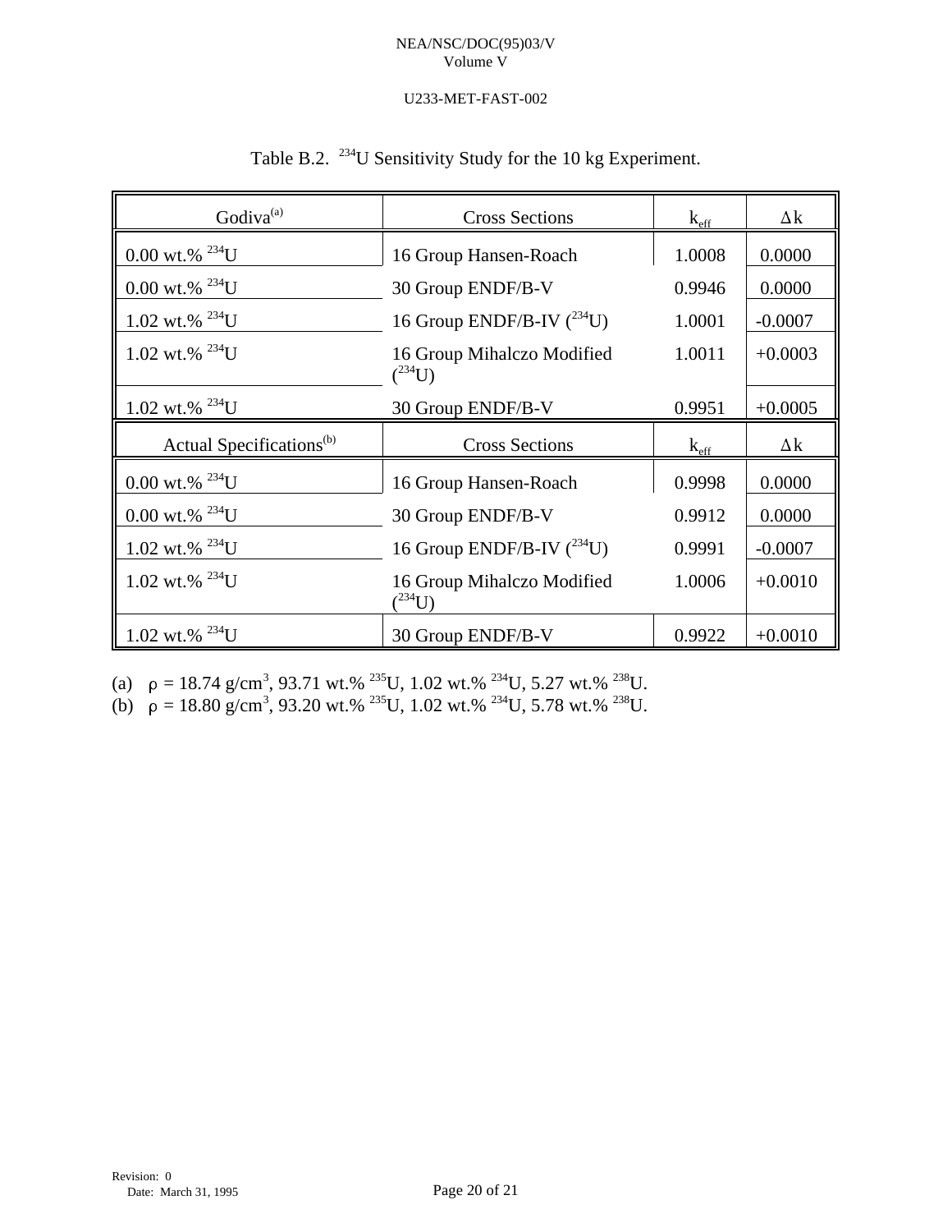Table B.2. $^{234}$U Sensitivity Study for the 10 kg Experiment.

| Godiva[(a)] | Cross Sections | $k_{eff}$ | Δk |
|---|---|---|---|
| 0.00 wt.% $^{234}$U | 16 Group Hansen-Roach | 1.0008 | 0.0000 |
| 0.00 wt.% $^{234}$U | 30 Group ENDF/B-V | 0.9946 | 0.0000 |
| 1.02 wt.% $^{234}$U | 16 Group ENDF/B-IV ($^{234}$U) | 1.0001 | -0.0007 |
| 1.02 wt.% $^{234}$U | 16 Group Mihalczo Modified ($^{234}$U) | 1.0011 | +0.0003 |
| 1.02 wt.% $^{234}$U | 30 Group ENDF/B-V | 0.9951 | +0.0005 |
| **Actual Specifications[(b)]** | **Cross Sections** | **$k_{eff}$** | **Δk** |
| 0.00 wt.% $^{234}$U | 16 Group Hansen-Roach | 0.9998 | 0.0000 |
| 0.00 wt.% $^{234}$U | 30 Group ENDF/B-V | 0.9912 | 0.0000 |
| 1.02 wt.% $^{234}$U | 16 Group ENDF/B-IV ($^{234}$U) | 0.9991 | -0.0007 |
| 1.02 wt.% $^{234}$U | 16 Group Mihalczo Modified ($^{234}$U) | 1.0006 | +0.0010 |
| 1.02 wt.% $^{234}$U | 30 Group ENDF/B-V | 0.9922 | +0.0010 |

(a) $\rho$ = 18.74 g/cm$^3$, 93.71 wt.% $^{235}$U, 1.02 wt.% $^{234}$U, 5.27 wt.% $^{238}$U.
(b) $\rho$ = 18.80 g/cm$^3$, 93.20 wt.% $^{235}$U, 1.02 wt.% $^{234}$U, 5.78 wt.% $^{238}$U.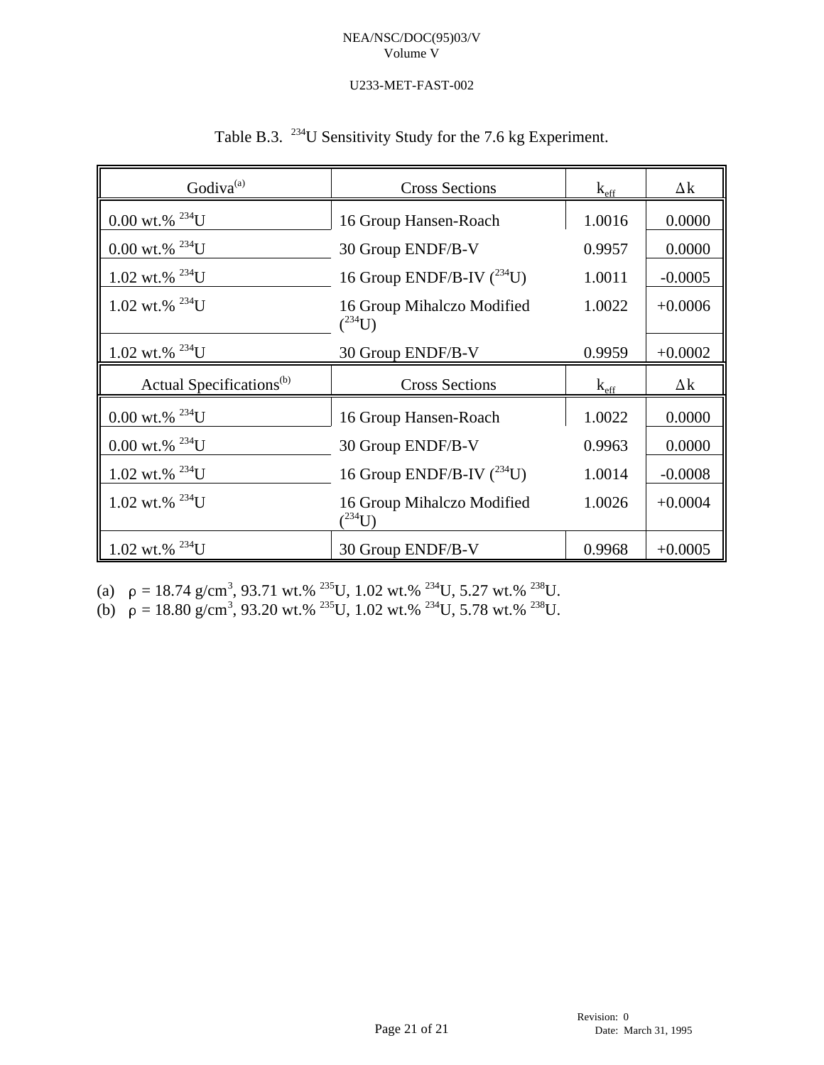Table B.3. $^{234}U$ Sensitivity Study for the 7.6 kg Experiment.

| Godiva[(a)] | Cross Sections | $k_{eff}$ | $\Delta k$ |
|---|---|---|---|
| 0.00 wt.% $^{234}U$ | 16 Group Hansen-Roach | 1.0016 | 0.0000 |
| 0.00 wt.% $^{234}U$ | 30 Group ENDF/B-V | 0.9957 | 0.0000 |
| 1.02 wt.% $^{234}U$ | 16 Group ENDF/B-IV ($^{234}U$) | 1.0011 | -0.0005 |
| 1.02 wt.% $^{234}U$ | 16 Group Mihalczo Modified ($^{234}U$) | 1.0022 | +0.0006 |
| 1.02 wt.% $^{234}U$ | 30 Group ENDF/B-V | 0.9959 | +0.0002 |
| **Actual Specifications[(b)]** | **Cross Sections** | $k_{eff}$ | $\Delta k$ |
| 0.00 wt.% $^{234}U$ | 16 Group Hansen-Roach | 1.0022 | 0.0000 |
| 0.00 wt.% $^{234}U$ | 30 Group ENDF/B-V | 0.9963 | 0.0000 |
| 1.02 wt.% $^{234}U$ | 16 Group ENDF/B-IV ($^{234}U$) | 1.0014 | -0.0008 |
| 1.02 wt.% $^{234}U$ | 16 Group Mihalczo Modified ($^{234}U$) | 1.0026 | +0.0004 |
| 1.02 wt.% $^{234}U$ | 30 Group ENDF/B-V | 0.9968 | +0.0005 |

(a) $\rho$ = 18.74 g/cm$^3$, 93.71 wt.% $^{235}U$, 1.02 wt.% $^{234}U$, 5.27 wt.% $^{238}U$.
(b) $\rho$ = 18.80 g/cm$^3$, 93.20 wt.% $^{235}U$, 1.02 wt.% $^{234}U$, 5.78 wt.% $^{238}U$.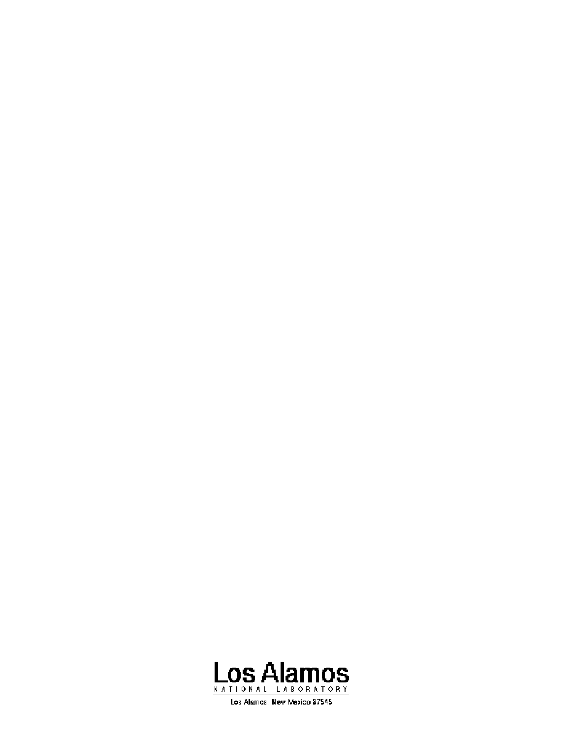Los Alamos

NATIONAL LABORATORY

Los Alamos, New Mexico 87545